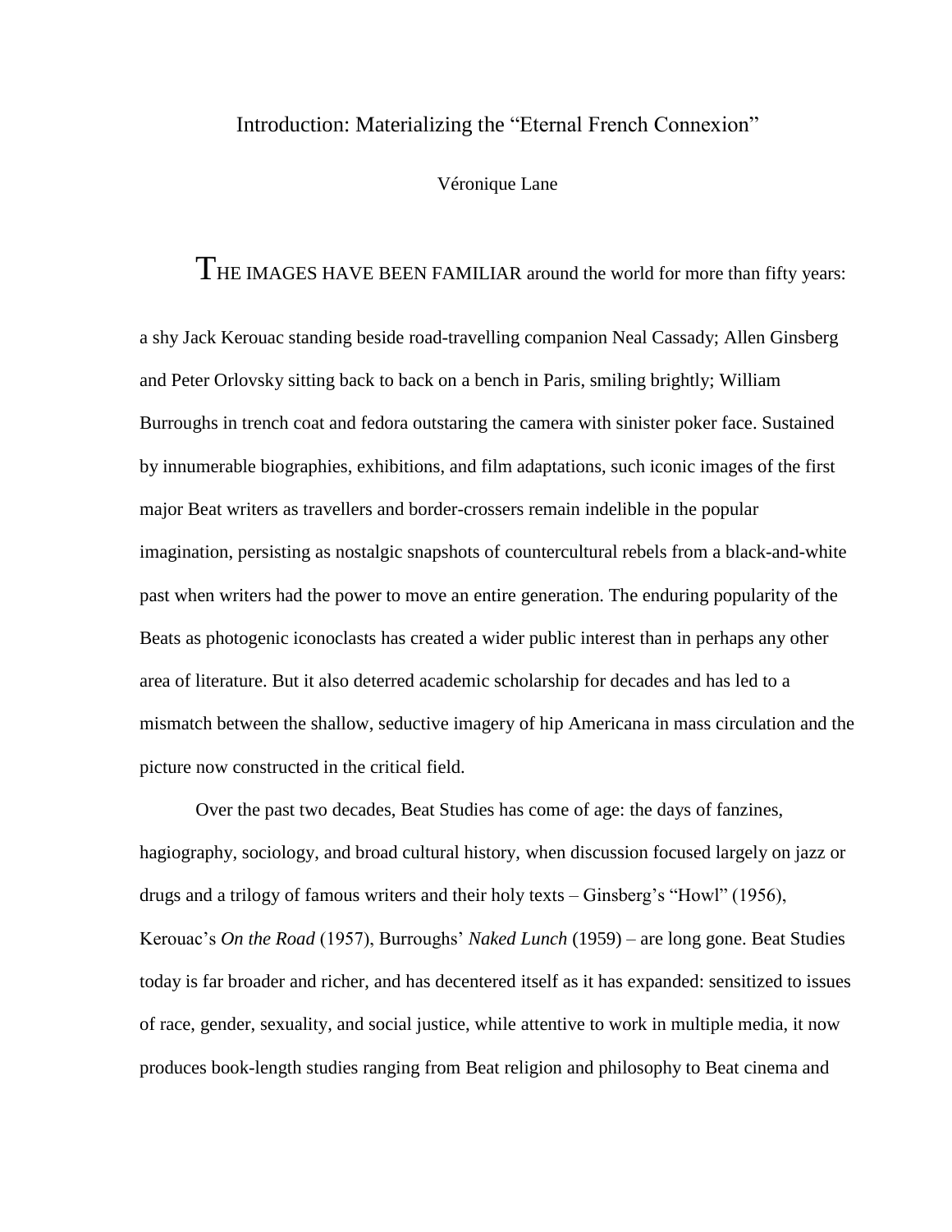# Introduction: Materializing the "Eternal French Connexion"

Véronique Lane

THE IMAGES HAVE BEEN FAMILIAR around the world for more than fifty years: a shy Jack Kerouac standing beside road-travelling companion Neal Cassady; Allen Ginsberg and Peter Orlovsky sitting back to back on a bench in Paris, smiling brightly; William Burroughs in trench coat and fedora outstaring the camera with sinister poker face. Sustained by innumerable biographies, exhibitions, and film adaptations, such iconic images of the first major Beat writers as travellers and border-crossers remain indelible in the popular imagination, persisting as nostalgic snapshots of countercultural rebels from a black-and-white past when writers had the power to move an entire generation. The enduring popularity of the Beats as photogenic iconoclasts has created a wider public interest than in perhaps any other area of literature. But it also deterred academic scholarship for decades and has led to a mismatch between the shallow, seductive imagery of hip Americana in mass circulation and the picture now constructed in the critical field.

Over the past two decades, Beat Studies has come of age: the days of fanzines, hagiography, sociology, and broad cultural history, when discussion focused largely on jazz or drugs and a trilogy of famous writers and their holy texts – Ginsberg's "Howl" (1956), Kerouac's *On the Road* (1957), Burroughs' *Naked Lunch* (1959) – are long gone. Beat Studies today is far broader and richer, and has decentered itself as it has expanded: sensitized to issues of race, gender, sexuality, and social justice, while attentive to work in multiple media, it now produces book-length studies ranging from Beat religion and philosophy to Beat cinema and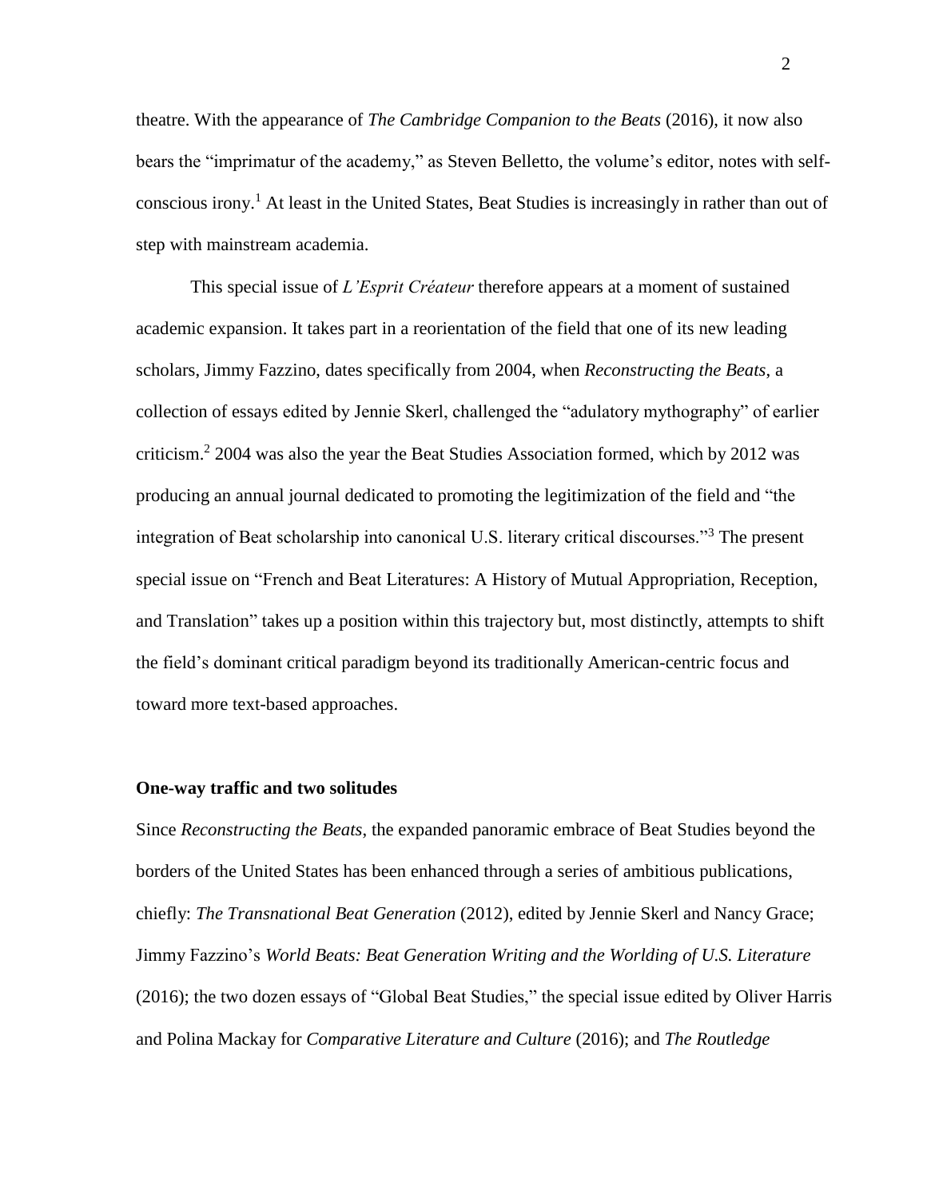theatre. With the appearance of *The Cambridge Companion to the Beats* (2016), it now also bears the "imprimatur of the academy," as Steven Belletto, the volume's editor, notes with self-conscious irony.[1] At least in the United States, Beat Studies is increasingly in rather than out of step with mainstream academia.

This special issue of *L'Esprit Créateur* therefore appears at a moment of sustained academic expansion. It takes part in a reorientation of the field that one of its new leading scholars, Jimmy Fazzino, dates specifically from 2004, when *Reconstructing the Beats*, a collection of essays edited by Jennie Skerl, challenged the "adulatory mythography" of earlier criticism.[2] 2004 was also the year the Beat Studies Association formed, which by 2012 was producing an annual journal dedicated to promoting the legitimization of the field and "the integration of Beat scholarship into canonical U.S. literary critical discourses."[3] The present special issue on "French and Beat Literatures: A History of Mutual Appropriation, Reception, and Translation" takes up a position within this trajectory but, most distinctly, attempts to shift the field's dominant critical paradigm beyond its traditionally American-centric focus and toward more text-based approaches.

**One-way traffic and two solitudes**

Since *Reconstructing the Beats*, the expanded panoramic embrace of Beat Studies beyond the borders of the United States has been enhanced through a series of ambitious publications, chiefly: *The Transnational Beat Generation* (2012), edited by Jennie Skerl and Nancy Grace; Jimmy Fazzino's *World Beats: Beat Generation Writing and the Worlding of U.S. Literature* (2016); the two dozen essays of "Global Beat Studies," the special issue edited by Oliver Harris and Polina Mackay for *Comparative Literature and Culture* (2016); and *The Routledge*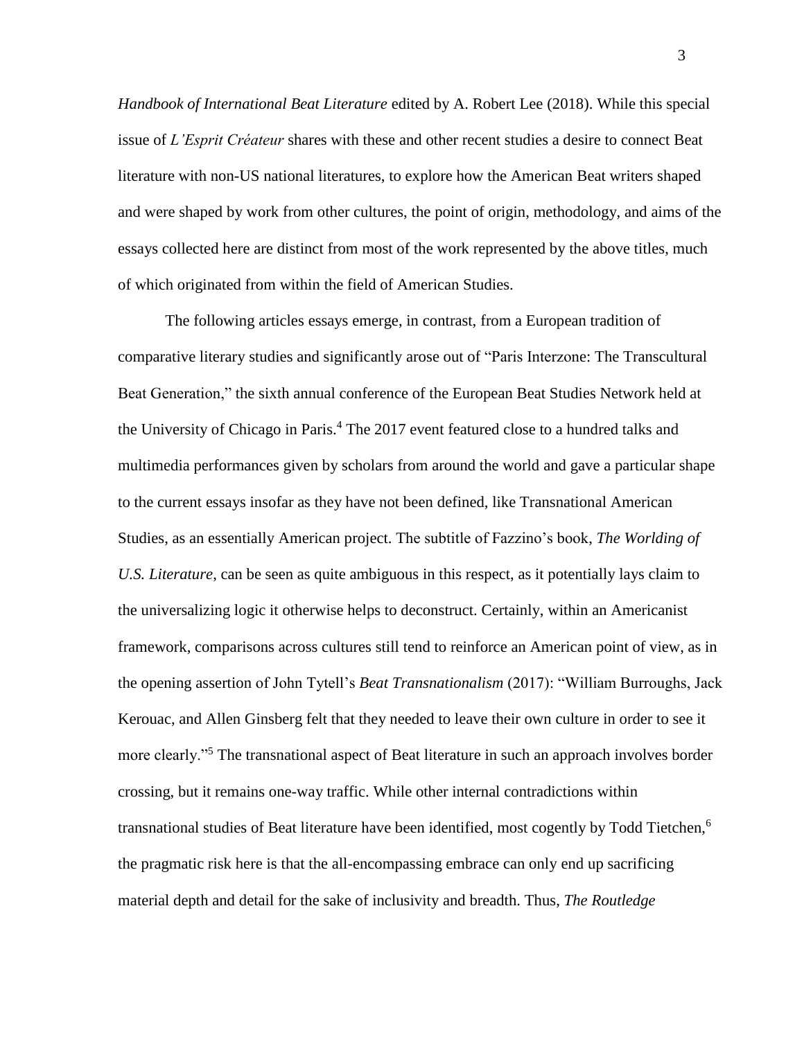*Handbook of International Beat Literature* edited by A. Robert Lee (2018). While this special issue of *L'Esprit Créateur* shares with these and other recent studies a desire to connect Beat literature with non-US national literatures, to explore how the American Beat writers shaped and were shaped by work from other cultures, the point of origin, methodology, and aims of the essays collected here are distinct from most of the work represented by the above titles, much of which originated from within the field of American Studies.

The following articles essays emerge, in contrast, from a European tradition of comparative literary studies and significantly arose out of "Paris Interzone: The Transcultural Beat Generation," the sixth annual conference of the European Beat Studies Network held at the University of Chicago in Paris.[4] The 2017 event featured close to a hundred talks and multimedia performances given by scholars from around the world and gave a particular shape to the current essays insofar as they have not been defined, like Transnational American Studies, as an essentially American project. The subtitle of Fazzino's book, *The Worlding of U.S. Literature*, can be seen as quite ambiguous in this respect, as it potentially lays claim to the universalizing logic it otherwise helps to deconstruct. Certainly, within an Americanist framework, comparisons across cultures still tend to reinforce an American point of view, as in the opening assertion of John Tytell's *Beat Transnationalism* (2017): "William Burroughs, Jack Kerouac, and Allen Ginsberg felt that they needed to leave their own culture in order to see it more clearly."[5] The transnational aspect of Beat literature in such an approach involves border crossing, but it remains one-way traffic. While other internal contradictions within transnational studies of Beat literature have been identified, most cogently by Todd Tietchen,[6] the pragmatic risk here is that the all-encompassing embrace can only end up sacrificing material depth and detail for the sake of inclusivity and breadth. Thus, *The Routledge*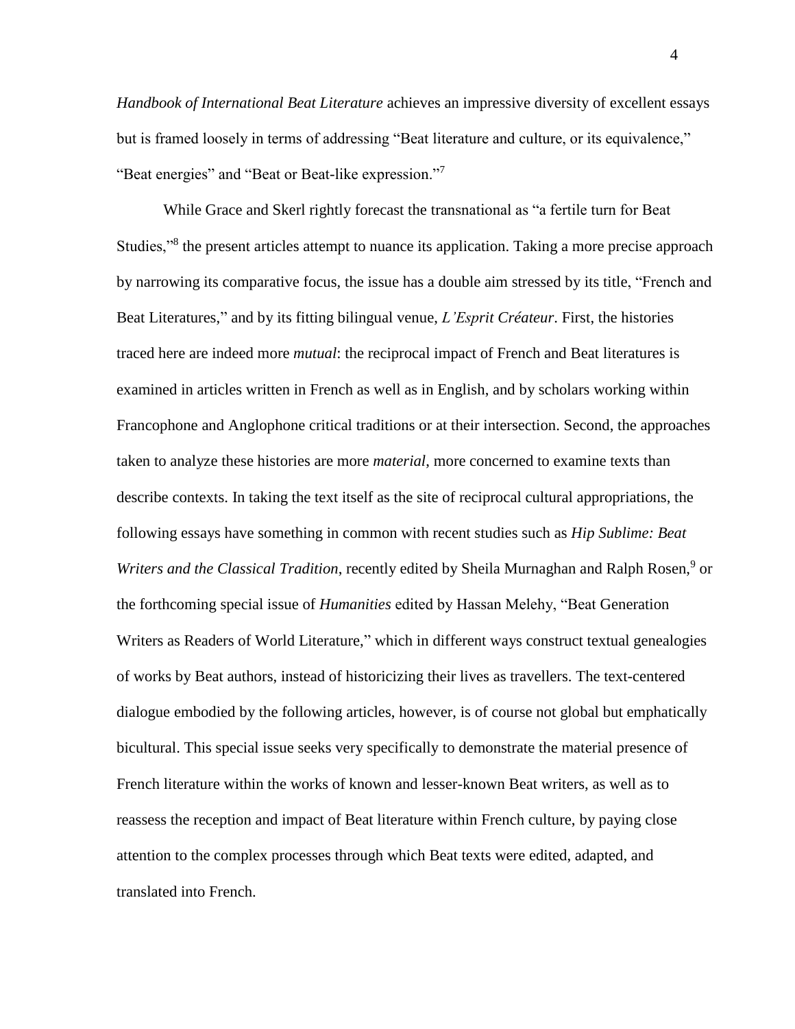*Handbook of International Beat Literature* achieves an impressive diversity of excellent essays but is framed loosely in terms of addressing "Beat literature and culture, or its equivalence," "Beat energies" and "Beat or Beat-like expression."[7]

While Grace and Skerl rightly forecast the transnational as "a fertile turn for Beat Studies,"[8] the present articles attempt to nuance its application. Taking a more precise approach by narrowing its comparative focus, the issue has a double aim stressed by its title, "French and Beat Literatures," and by its fitting bilingual venue, *L'Esprit Créateur*. First, the histories traced here are indeed more *mutual*: the reciprocal impact of French and Beat literatures is examined in articles written in French as well as in English, and by scholars working within Francophone and Anglophone critical traditions or at their intersection. Second, the approaches taken to analyze these histories are more *material*, more concerned to examine texts than describe contexts. In taking the text itself as the site of reciprocal cultural appropriations, the following essays have something in common with recent studies such as *Hip Sublime: Beat Writers and the Classical Tradition*, recently edited by Sheila Murnaghan and Ralph Rosen,[9] or the forthcoming special issue of *Humanities* edited by Hassan Melehy, "Beat Generation Writers as Readers of World Literature," which in different ways construct textual genealogies of works by Beat authors, instead of historicizing their lives as travellers. The text-centered dialogue embodied by the following articles, however, is of course not global but emphatically bicultural. This special issue seeks very specifically to demonstrate the material presence of French literature within the works of known and lesser-known Beat writers, as well as to reassess the reception and impact of Beat literature within French culture, by paying close attention to the complex processes through which Beat texts were edited, adapted, and translated into French.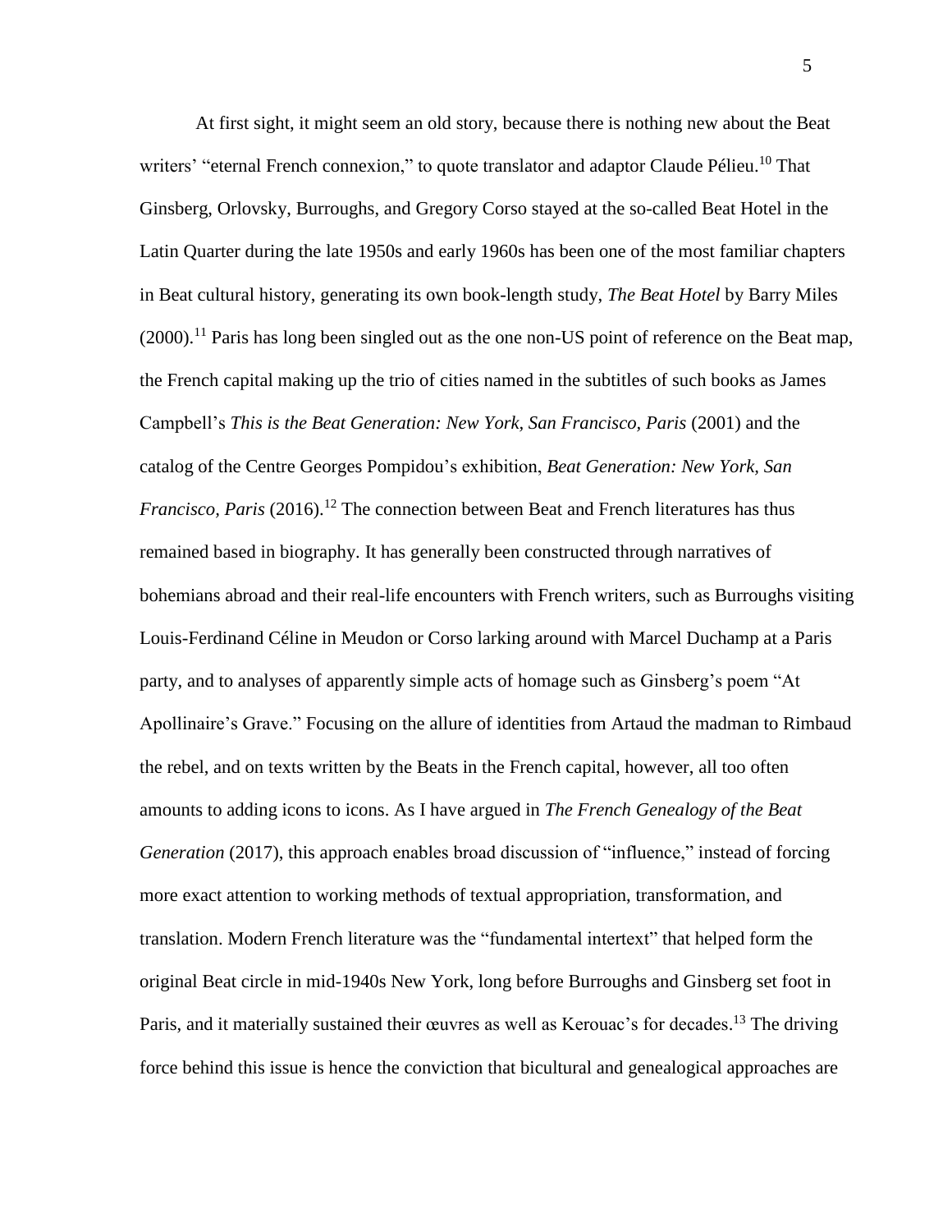At first sight, it might seem an old story, because there is nothing new about the Beat writers' "eternal French connexion," to quote translator and adaptor Claude Pélieu.[10] That Ginsberg, Orlovsky, Burroughs, and Gregory Corso stayed at the so-called Beat Hotel in the Latin Quarter during the late 1950s and early 1960s has been one of the most familiar chapters in Beat cultural history, generating its own book-length study, *The Beat Hotel* by Barry Miles (2000).[11] Paris has long been singled out as the one non-US point of reference on the Beat map, the French capital making up the trio of cities named in the subtitles of such books as James Campbell's *This is the Beat Generation: New York, San Francisco, Paris* (2001) and the catalog of the Centre Georges Pompidou's exhibition, *Beat Generation: New York, San Francisco, Paris* (2016).[12] The connection between Beat and French literatures has thus remained based in biography. It has generally been constructed through narratives of bohemians abroad and their real-life encounters with French writers, such as Burroughs visiting Louis-Ferdinand Céline in Meudon or Corso larking around with Marcel Duchamp at a Paris party, and to analyses of apparently simple acts of homage such as Ginsberg's poem "At Apollinaire's Grave." Focusing on the allure of identities from Artaud the madman to Rimbaud the rebel, and on texts written by the Beats in the French capital, however, all too often amounts to adding icons to icons. As I have argued in *The French Genealogy of the Beat Generation* (2017), this approach enables broad discussion of "influence," instead of forcing more exact attention to working methods of textual appropriation, transformation, and translation. Modern French literature was the "fundamental intertext" that helped form the original Beat circle in mid-1940s New York, long before Burroughs and Ginsberg set foot in Paris, and it materially sustained their œuvres as well as Kerouac's for decades.[13] The driving force behind this issue is hence the conviction that bicultural and genealogical approaches are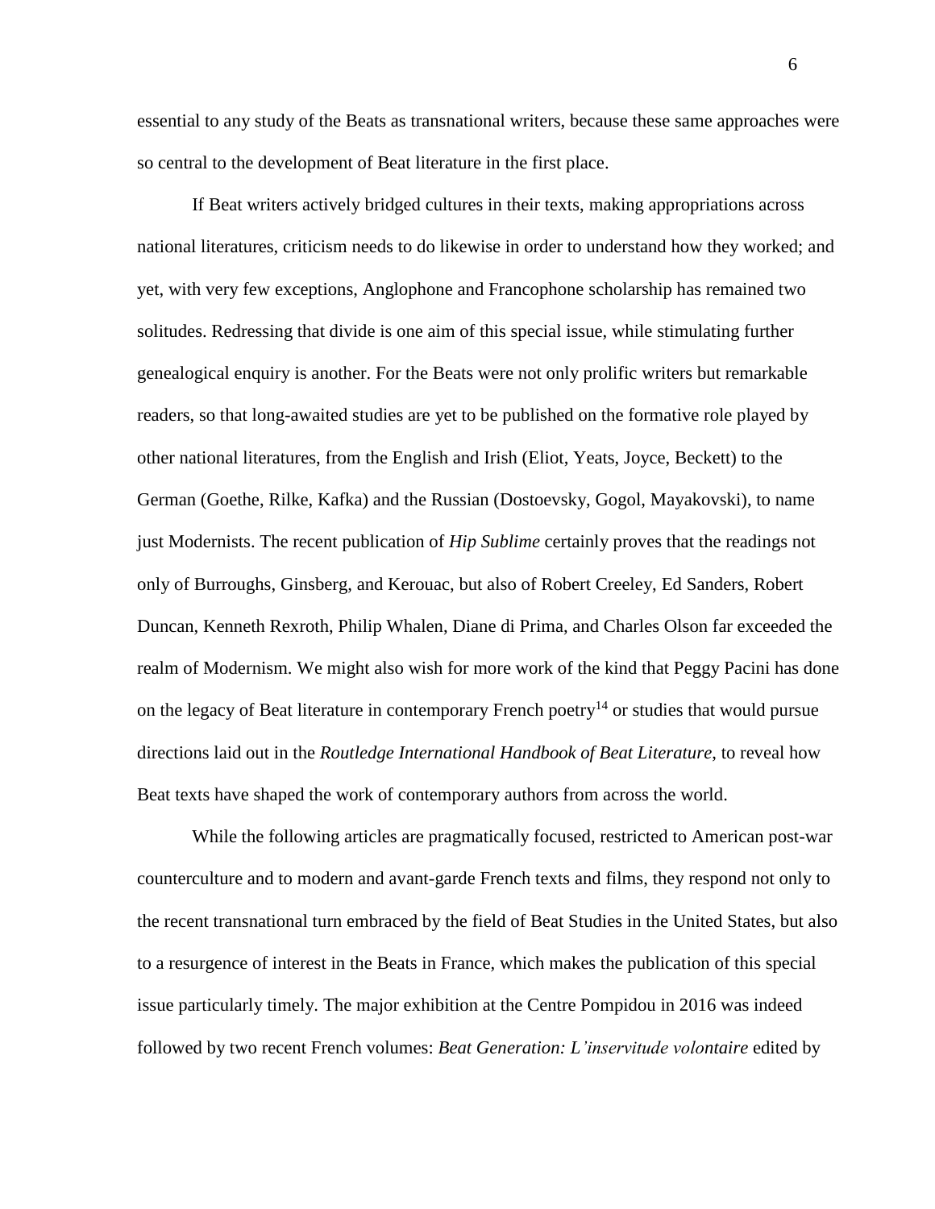essential to any study of the Beats as transnational writers, because these same approaches were so central to the development of Beat literature in the first place.

If Beat writers actively bridged cultures in their texts, making appropriations across national literatures, criticism needs to do likewise in order to understand how they worked; and yet, with very few exceptions, Anglophone and Francophone scholarship has remained two solitudes. Redressing that divide is one aim of this special issue, while stimulating further genealogical enquiry is another. For the Beats were not only prolific writers but remarkable readers, so that long-awaited studies are yet to be published on the formative role played by other national literatures, from the English and Irish (Eliot, Yeats, Joyce, Beckett) to the German (Goethe, Rilke, Kafka) and the Russian (Dostoevsky, Gogol, Mayakovski), to name just Modernists. The recent publication of *Hip Sublime* certainly proves that the readings not only of Burroughs, Ginsberg, and Kerouac, but also of Robert Creeley, Ed Sanders, Robert Duncan, Kenneth Rexroth, Philip Whalen, Diane di Prima, and Charles Olson far exceeded the realm of Modernism. We might also wish for more work of the kind that Peggy Pacini has done on the legacy of Beat literature in contemporary French poetry[14] or studies that would pursue directions laid out in the *Routledge International Handbook of Beat Literature*, to reveal how Beat texts have shaped the work of contemporary authors from across the world.

While the following articles are pragmatically focused, restricted to American post-war counterculture and to modern and avant-garde French texts and films, they respond not only to the recent transnational turn embraced by the field of Beat Studies in the United States, but also to a resurgence of interest in the Beats in France, which makes the publication of this special issue particularly timely. The major exhibition at the Centre Pompidou in 2016 was indeed followed by two recent French volumes: *Beat Generation: L'inservitude volontaire* edited by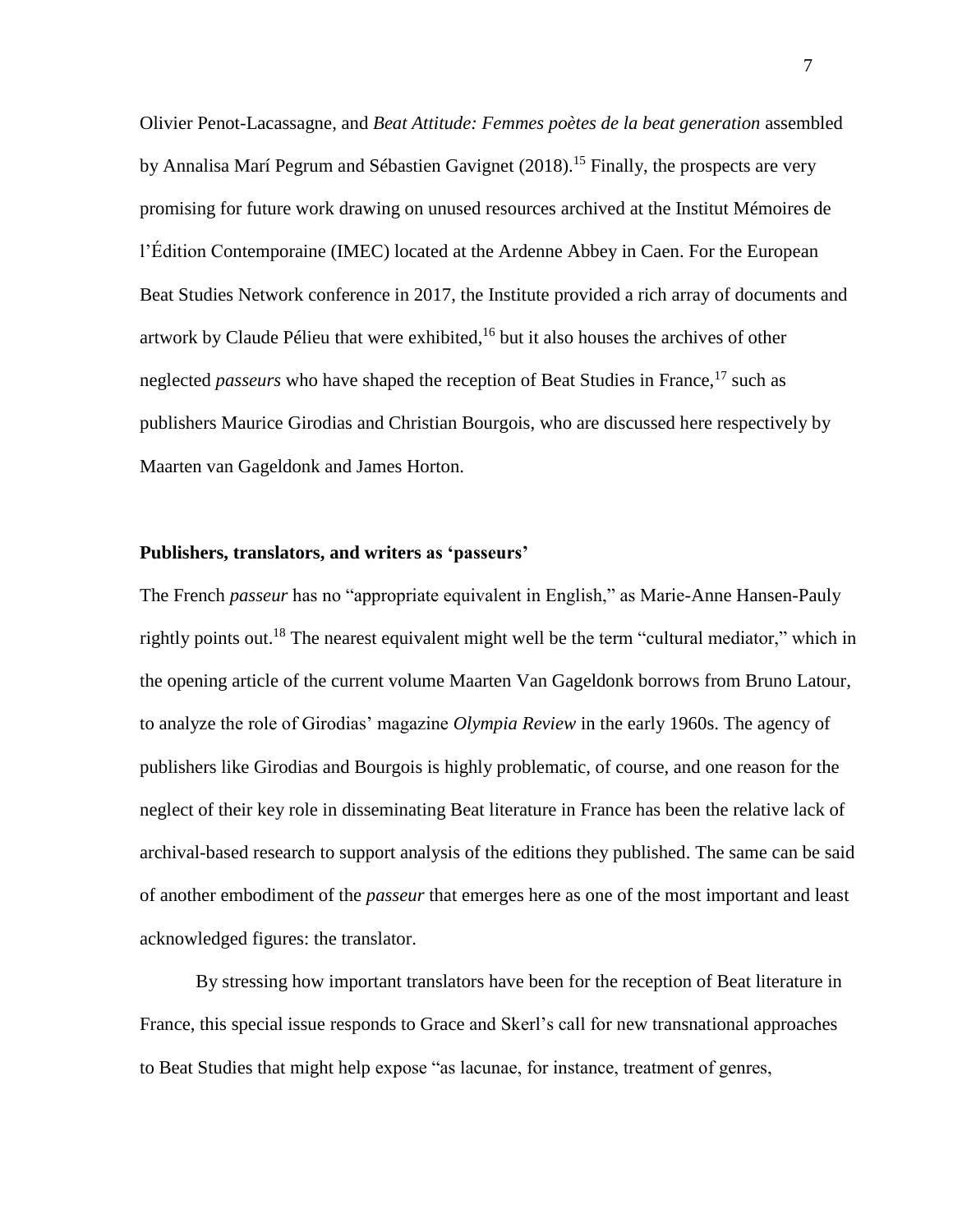Olivier Penot-Lacassagne, and *Beat Attitude: Femmes poètes de la beat generation* assembled by Annalisa Marí Pegrum and Sébastien Gavignet (2018).[15] Finally, the prospects are very promising for future work drawing on unused resources archived at the Institut Mémoires de l'Édition Contemporaine (IMEC) located at the Ardenne Abbey in Caen. For the European Beat Studies Network conference in 2017, the Institute provided a rich array of documents and artwork by Claude Pélieu that were exhibited,[16] but it also houses the archives of other neglected *passeurs* who have shaped the reception of Beat Studies in France,[17] such as publishers Maurice Girodias and Christian Bourgois, who are discussed here respectively by Maarten van Gageldonk and James Horton.

**Publishers, translators, and writers as 'passeurs'**

The French *passeur* has no "appropriate equivalent in English," as Marie-Anne Hansen-Pauly rightly points out.[18] The nearest equivalent might well be the term "cultural mediator," which in the opening article of the current volume Maarten Van Gageldonk borrows from Bruno Latour, to analyze the role of Girodias' magazine *Olympia Review* in the early 1960s. The agency of publishers like Girodias and Bourgois is highly problematic, of course, and one reason for the neglect of their key role in disseminating Beat literature in France has been the relative lack of archival-based research to support analysis of the editions they published. The same can be said of another embodiment of the *passeur* that emerges here as one of the most important and least acknowledged figures: the translator.

By stressing how important translators have been for the reception of Beat literature in France, this special issue responds to Grace and Skerl's call for new transnational approaches to Beat Studies that might help expose "as lacunae, for instance, treatment of genres,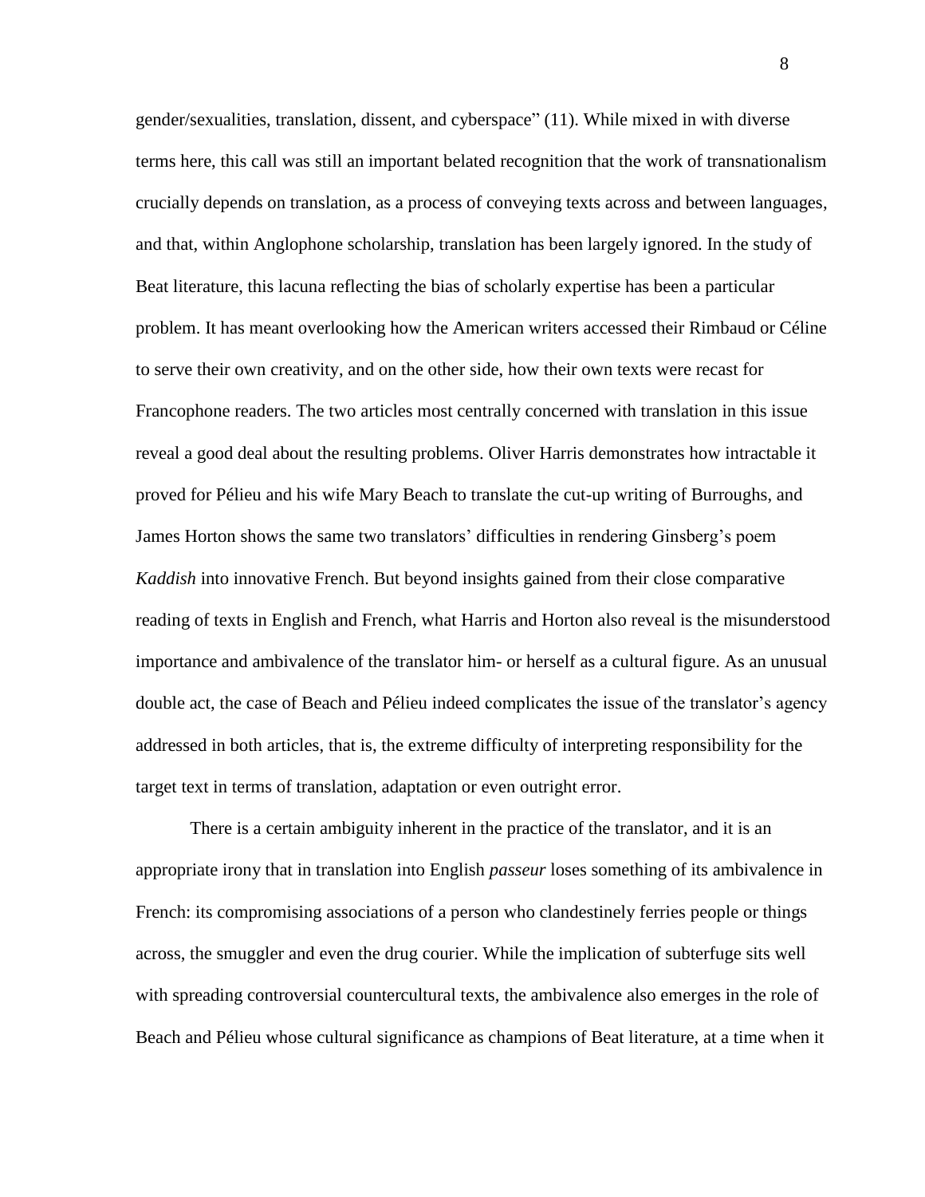gender/sexualities, translation, dissent, and cyberspace" (11). While mixed in with diverse terms here, this call was still an important belated recognition that the work of transnationalism crucially depends on translation, as a process of conveying texts across and between languages, and that, within Anglophone scholarship, translation has been largely ignored. In the study of Beat literature, this lacuna reflecting the bias of scholarly expertise has been a particular problem. It has meant overlooking how the American writers accessed their Rimbaud or Céline to serve their own creativity, and on the other side, how their own texts were recast for Francophone readers. The two articles most centrally concerned with translation in this issue reveal a good deal about the resulting problems. Oliver Harris demonstrates how intractable it proved for Pélieu and his wife Mary Beach to translate the cut-up writing of Burroughs, and James Horton shows the same two translators' difficulties in rendering Ginsberg's poem *Kaddish* into innovative French. But beyond insights gained from their close comparative reading of texts in English and French, what Harris and Horton also reveal is the misunderstood importance and ambivalence of the translator him- or herself as a cultural figure. As an unusual double act, the case of Beach and Pélieu indeed complicates the issue of the translator's agency addressed in both articles, that is, the extreme difficulty of interpreting responsibility for the target text in terms of translation, adaptation or even outright error.

There is a certain ambiguity inherent in the practice of the translator, and it is an appropriate irony that in translation into English *passeur* loses something of its ambivalence in French: its compromising associations of a person who clandestinely ferries people or things across, the smuggler and even the drug courier. While the implication of subterfuge sits well with spreading controversial countercultural texts, the ambivalence also emerges in the role of Beach and Pélieu whose cultural significance as champions of Beat literature, at a time when it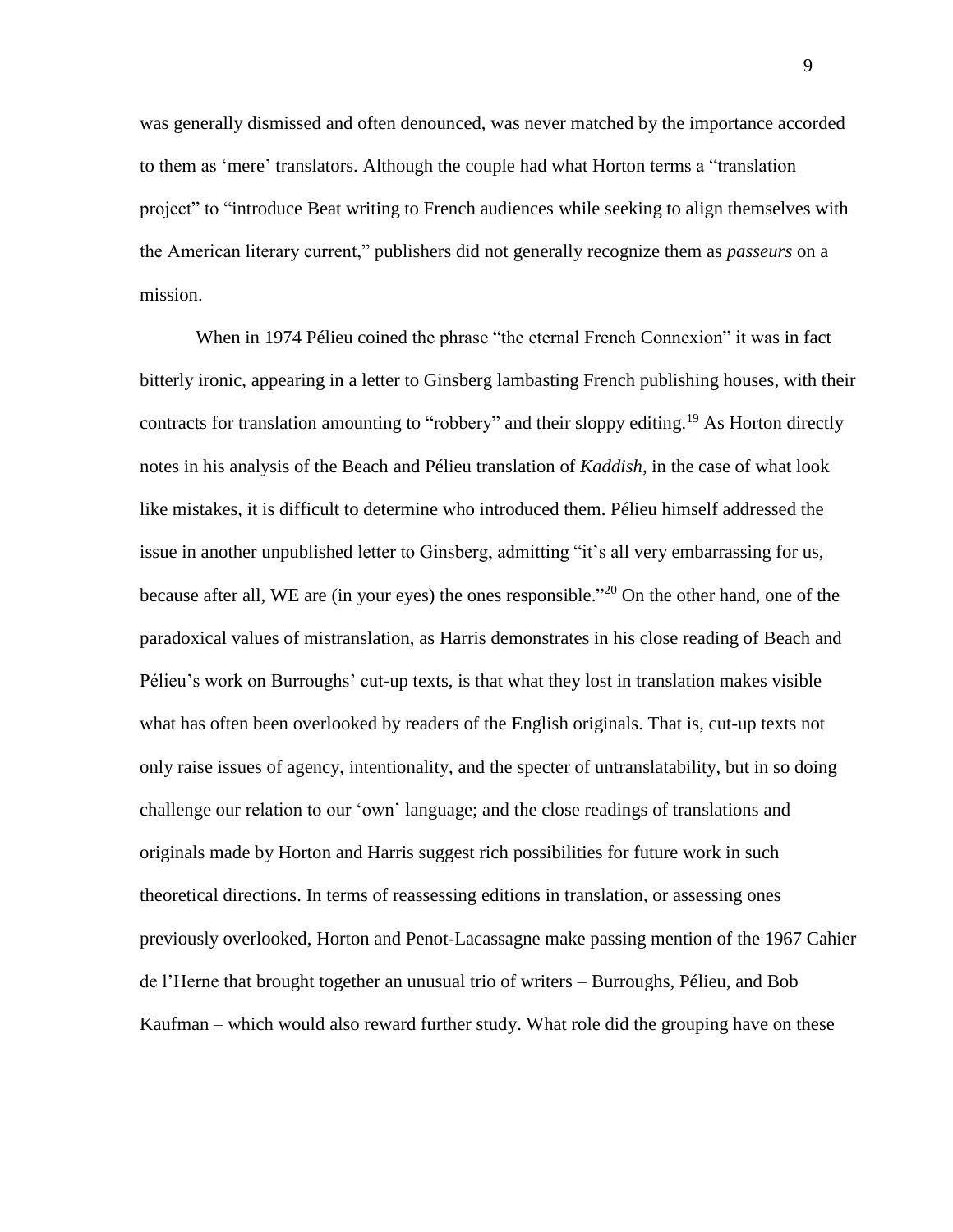was generally dismissed and often denounced, was never matched by the importance accorded to them as 'mere' translators. Although the couple had what Horton terms a "translation project" to "introduce Beat writing to French audiences while seeking to align themselves with the American literary current," publishers did not generally recognize them as *passeurs* on a mission.

When in 1974 Pélieu coined the phrase "the eternal French Connexion" it was in fact bitterly ironic, appearing in a letter to Ginsberg lambasting French publishing houses, with their contracts for translation amounting to "robbery" and their sloppy editing.[19] As Horton directly notes in his analysis of the Beach and Pélieu translation of *Kaddish*, in the case of what look like mistakes, it is difficult to determine who introduced them. Pélieu himself addressed the issue in another unpublished letter to Ginsberg, admitting "it's all very embarrassing for us, because after all, WE are (in your eyes) the ones responsible."[20] On the other hand, one of the paradoxical values of mistranslation, as Harris demonstrates in his close reading of Beach and Pélieu's work on Burroughs' cut-up texts, is that what they lost in translation makes visible what has often been overlooked by readers of the English originals. That is, cut-up texts not only raise issues of agency, intentionality, and the specter of untranslatability, but in so doing challenge our relation to our 'own' language; and the close readings of translations and originals made by Horton and Harris suggest rich possibilities for future work in such theoretical directions. In terms of reassessing editions in translation, or assessing ones previously overlooked, Horton and Penot-Lacassagne make passing mention of the 1967 Cahier de l'Herne that brought together an unusual trio of writers – Burroughs, Pélieu, and Bob Kaufman – which would also reward further study. What role did the grouping have on these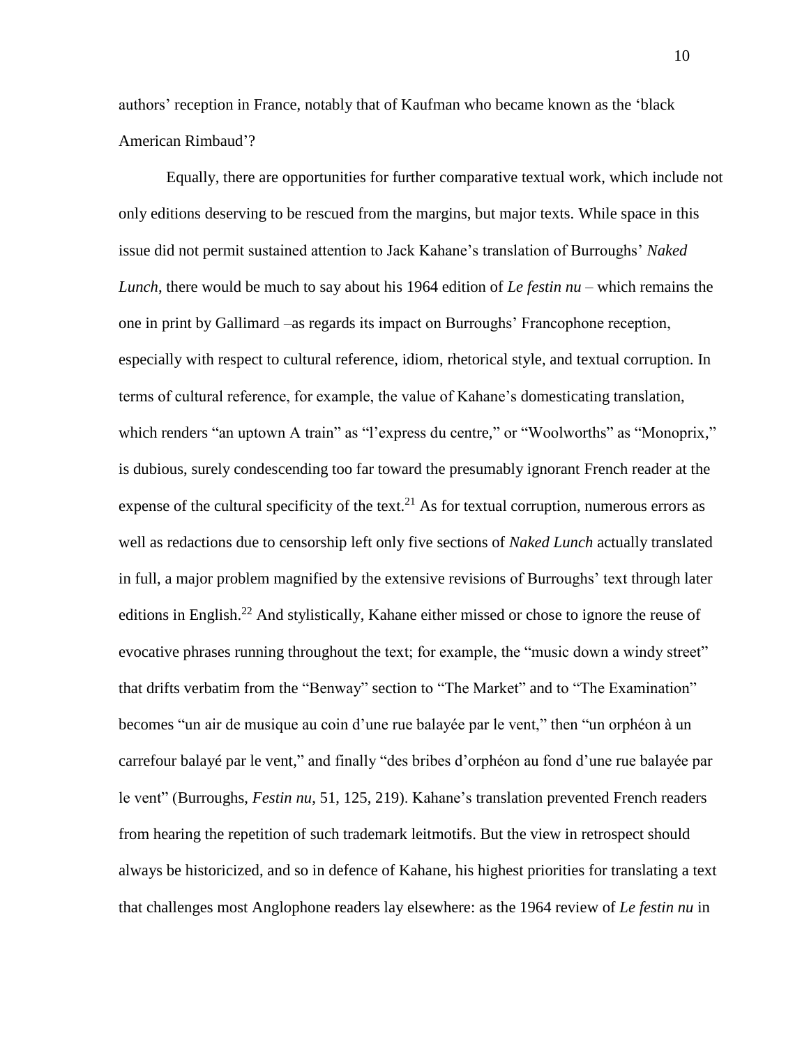authors' reception in France, notably that of Kaufman who became known as the 'black American Rimbaud'?

Equally, there are opportunities for further comparative textual work, which include not only editions deserving to be rescued from the margins, but major texts. While space in this issue did not permit sustained attention to Jack Kahane's translation of Burroughs' *Naked Lunch*, there would be much to say about his 1964 edition of *Le festin nu* – which remains the one in print by Gallimard –as regards its impact on Burroughs' Francophone reception, especially with respect to cultural reference, idiom, rhetorical style, and textual corruption. In terms of cultural reference, for example, the value of Kahane's domesticating translation, which renders "an uptown A train" as "l'express du centre," or "Woolworths" as "Monoprix," is dubious, surely condescending too far toward the presumably ignorant French reader at the expense of the cultural specificity of the text.[21] As for textual corruption, numerous errors as well as redactions due to censorship left only five sections of *Naked Lunch* actually translated in full, a major problem magnified by the extensive revisions of Burroughs' text through later editions in English.[22] And stylistically, Kahane either missed or chose to ignore the reuse of evocative phrases running throughout the text; for example, the "music down a windy street" that drifts verbatim from the "Benway" section to "The Market" and to "The Examination" becomes "un air de musique au coin d'une rue balayée par le vent," then "un orphéon à un carrefour balayé par le vent," and finally "des bribes d'orphéon au fond d'une rue balayée par le vent" (Burroughs, *Festin nu*, 51, 125, 219). Kahane's translation prevented French readers from hearing the repetition of such trademark leitmotifs. But the view in retrospect should always be historicized, and so in defence of Kahane, his highest priorities for translating a text that challenges most Anglophone readers lay elsewhere: as the 1964 review of *Le festin nu* in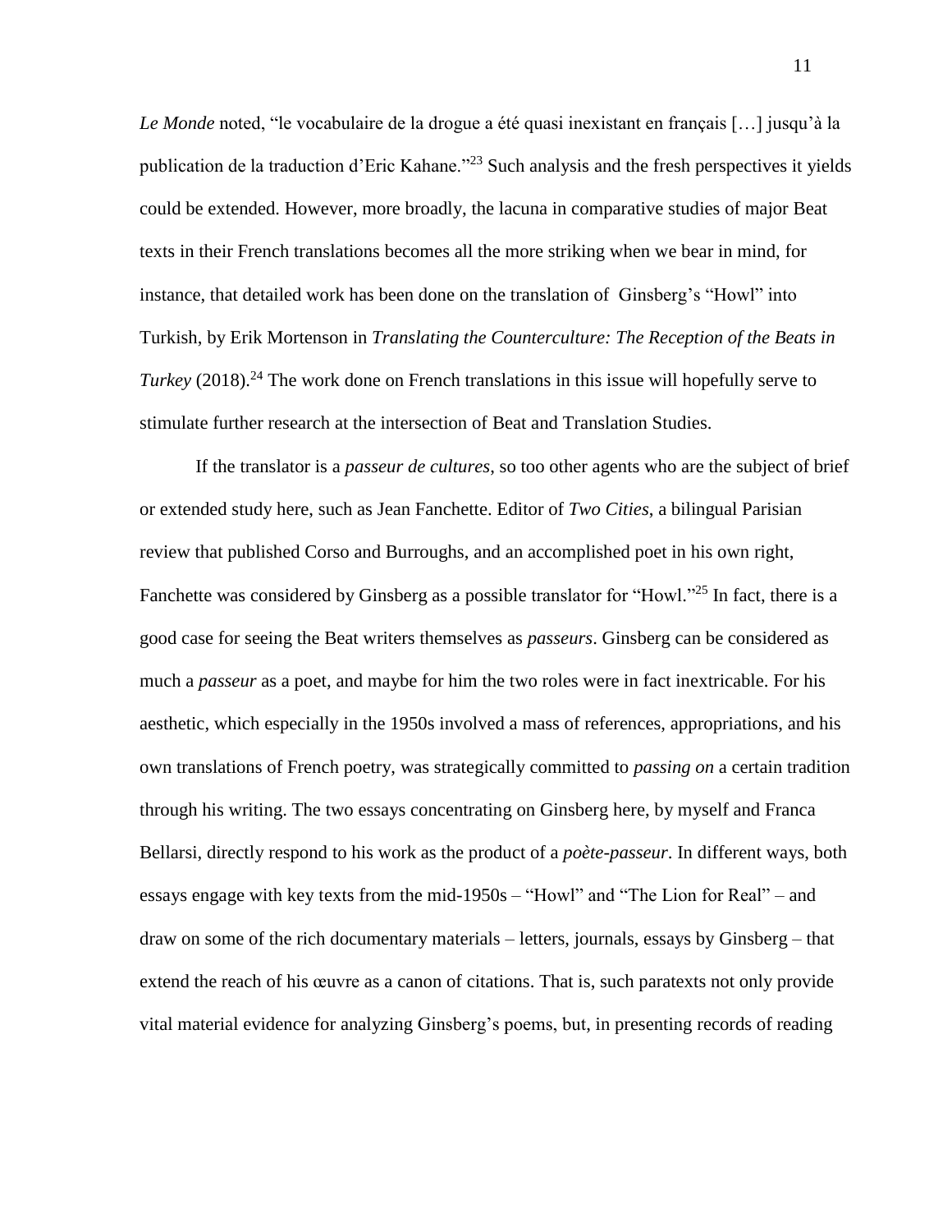*Le Monde* noted, "le vocabulaire de la drogue a été quasi inexistant en français […] jusqu'à la publication de la traduction d'Eric Kahane."[23] Such analysis and the fresh perspectives it yields could be extended. However, more broadly, the lacuna in comparative studies of major Beat texts in their French translations becomes all the more striking when we bear in mind, for instance, that detailed work has been done on the translation of Ginsberg's "Howl" into Turkish, by Erik Mortenson in *Translating the Counterculture: The Reception of the Beats in Turkey* (2018).[24] The work done on French translations in this issue will hopefully serve to stimulate further research at the intersection of Beat and Translation Studies.

If the translator is a *passeur de cultures*, so too other agents who are the subject of brief or extended study here, such as Jean Fanchette. Editor of *Two Cities*, a bilingual Parisian review that published Corso and Burroughs, and an accomplished poet in his own right, Fanchette was considered by Ginsberg as a possible translator for "Howl."[25] In fact, there is a good case for seeing the Beat writers themselves as *passeurs*. Ginsberg can be considered as much a *passeur* as a poet, and maybe for him the two roles were in fact inextricable. For his aesthetic, which especially in the 1950s involved a mass of references, appropriations, and his own translations of French poetry, was strategically committed to *passing on* a certain tradition through his writing. The two essays concentrating on Ginsberg here, by myself and Franca Bellarsi, directly respond to his work as the product of a *poète-passeur*. In different ways, both essays engage with key texts from the mid-1950s – "Howl" and "The Lion for Real" – and draw on some of the rich documentary materials – letters, journals, essays by Ginsberg – that extend the reach of his œuvre as a canon of citations. That is, such paratexts not only provide vital material evidence for analyzing Ginsberg's poems, but, in presenting records of reading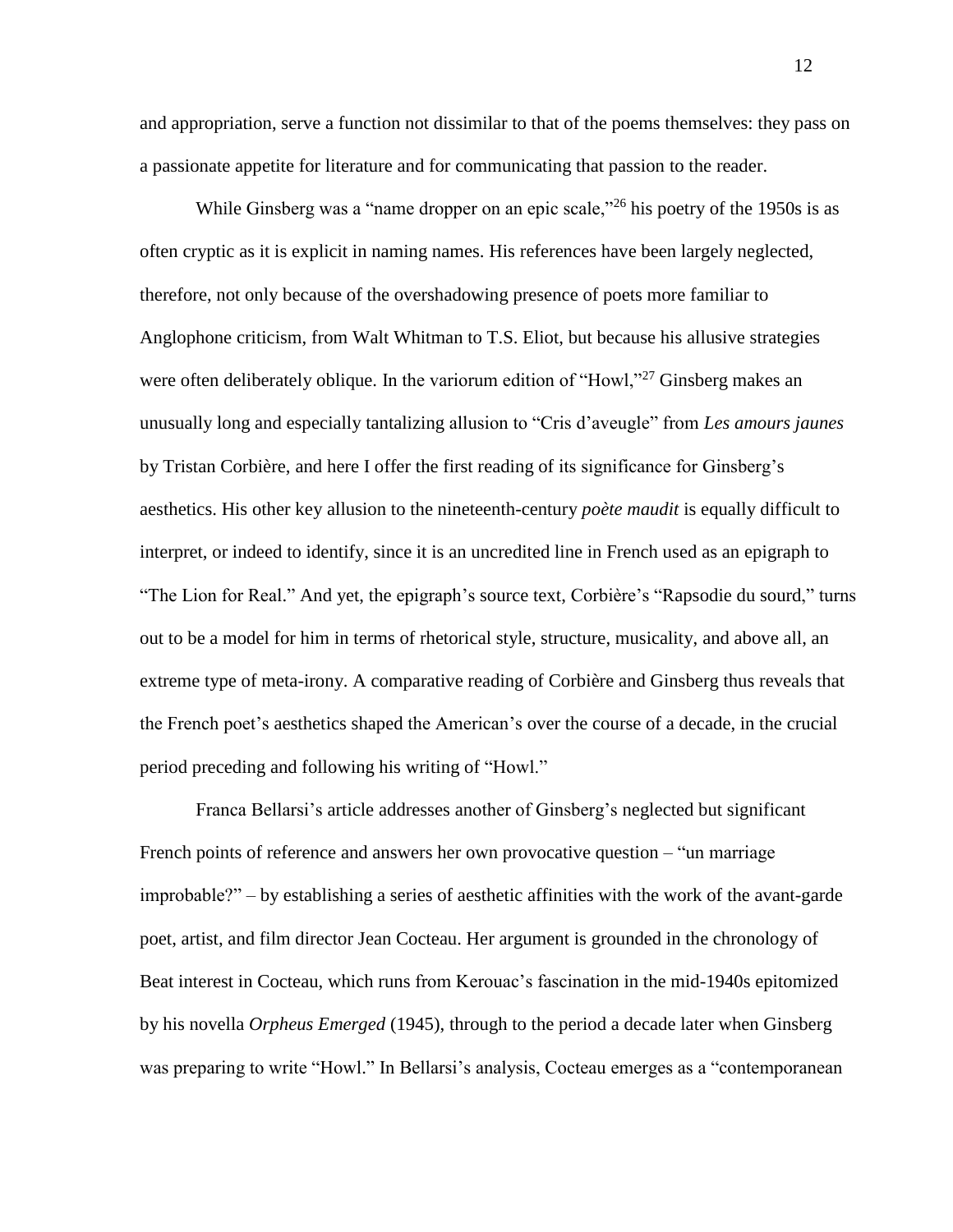and appropriation, serve a function not dissimilar to that of the poems themselves: they pass on a passionate appetite for literature and for communicating that passion to the reader.

While Ginsberg was a "name dropper on an epic scale,"[26] his poetry of the 1950s is as often cryptic as it is explicit in naming names. His references have been largely neglected, therefore, not only because of the overshadowing presence of poets more familiar to Anglophone criticism, from Walt Whitman to T.S. Eliot, but because his allusive strategies were often deliberately oblique. In the variorum edition of "Howl,"[27] Ginsberg makes an unusually long and especially tantalizing allusion to "Cris d'aveugle" from *Les amours jaunes* by Tristan Corbière, and here I offer the first reading of its significance for Ginsberg's aesthetics. His other key allusion to the nineteenth-century *poète maudit* is equally difficult to interpret, or indeed to identify, since it is an uncredited line in French used as an epigraph to "The Lion for Real." And yet, the epigraph's source text, Corbière's "Rapsodie du sourd," turns out to be a model for him in terms of rhetorical style, structure, musicality, and above all, an extreme type of meta-irony. A comparative reading of Corbière and Ginsberg thus reveals that the French poet's aesthetics shaped the American's over the course of a decade, in the crucial period preceding and following his writing of "Howl."

Franca Bellarsi's article addresses another of Ginsberg's neglected but significant French points of reference and answers her own provocative question – "un marriage improbable?" – by establishing a series of aesthetic affinities with the work of the avant-garde poet, artist, and film director Jean Cocteau. Her argument is grounded in the chronology of Beat interest in Cocteau, which runs from Kerouac's fascination in the mid-1940s epitomized by his novella *Orpheus Emerged* (1945), through to the period a decade later when Ginsberg was preparing to write "Howl." In Bellarsi's analysis, Cocteau emerges as a "contemporanean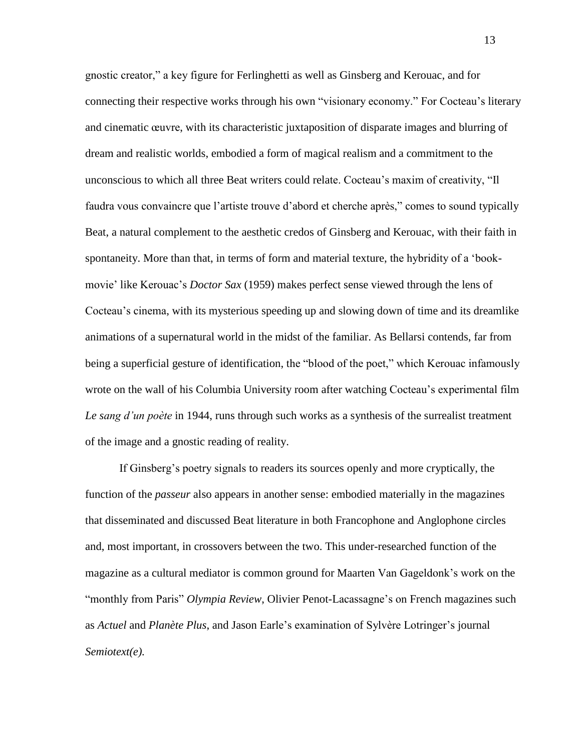gnostic creator," a key figure for Ferlinghetti as well as Ginsberg and Kerouac, and for connecting their respective works through his own "visionary economy." For Cocteau's literary and cinematic œuvre, with its characteristic juxtaposition of disparate images and blurring of dream and realistic worlds, embodied a form of magical realism and a commitment to the unconscious to which all three Beat writers could relate. Cocteau's maxim of creativity, "Il faudra vous convaincre que l'artiste trouve d'abord et cherche après," comes to sound typically Beat, a natural complement to the aesthetic credos of Ginsberg and Kerouac, with their faith in spontaneity. More than that, in terms of form and material texture, the hybridity of a 'book-movie' like Kerouac's *Doctor Sax* (1959) makes perfect sense viewed through the lens of Cocteau's cinema, with its mysterious speeding up and slowing down of time and its dreamlike animations of a supernatural world in the midst of the familiar. As Bellarsi contends, far from being a superficial gesture of identification, the "blood of the poet," which Kerouac infamously wrote on the wall of his Columbia University room after watching Cocteau's experimental film *Le sang d'un poète* in 1944, runs through such works as a synthesis of the surrealist treatment of the image and a gnostic reading of reality.

If Ginsberg's poetry signals to readers its sources openly and more cryptically, the function of the *passeur* also appears in another sense: embodied materially in the magazines that disseminated and discussed Beat literature in both Francophone and Anglophone circles and, most important, in crossovers between the two. This under-researched function of the magazine as a cultural mediator is common ground for Maarten Van Gageldonk's work on the "monthly from Paris" *Olympia Review*, Olivier Penot-Lacassagne's on French magazines such as *Actuel* and *Planète Plus*, and Jason Earle's examination of Sylvère Lotringer's journal *Semiotext(e).*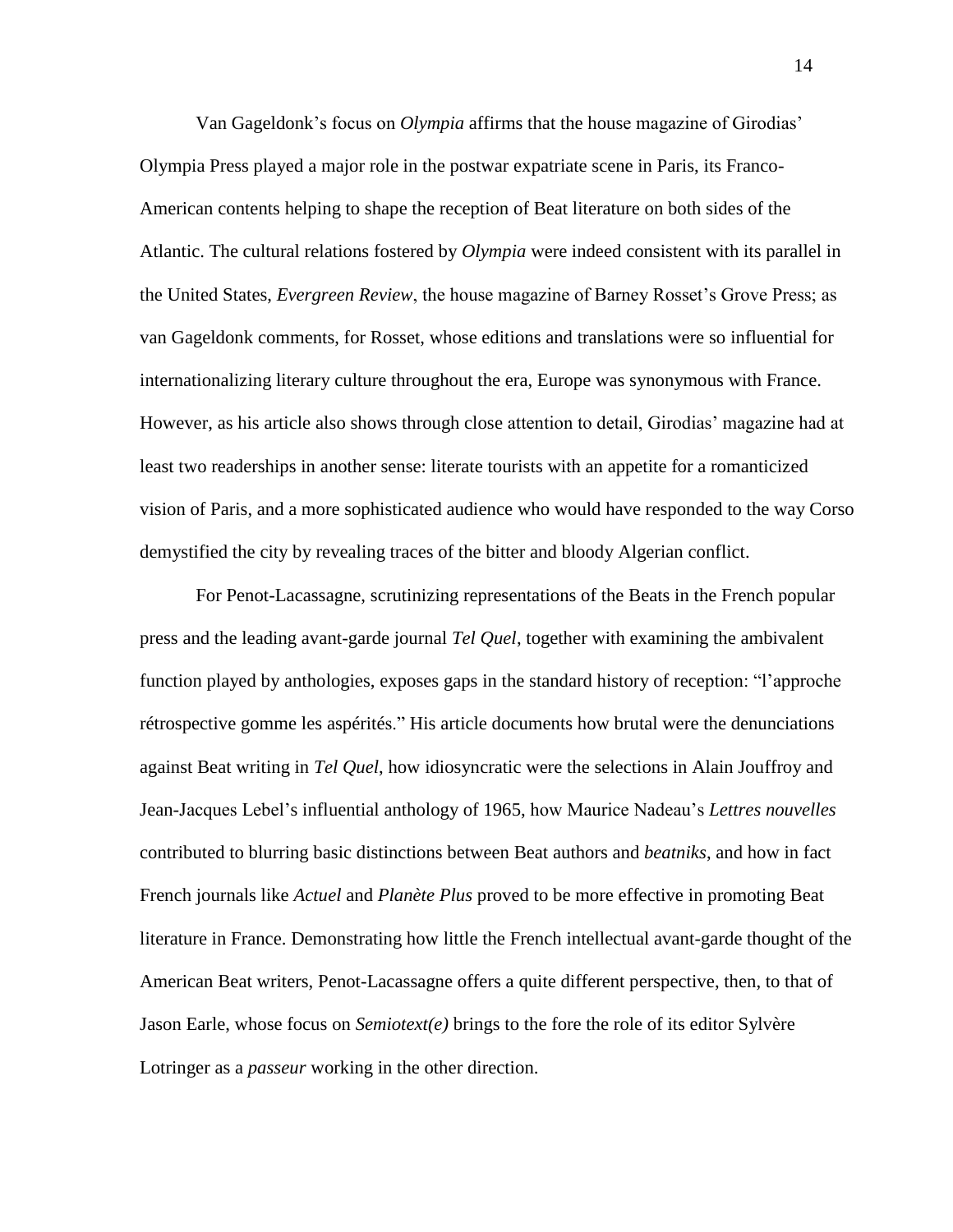Van Gageldonk's focus on *Olympia* affirms that the house magazine of Girodias' Olympia Press played a major role in the postwar expatriate scene in Paris, its Franco-American contents helping to shape the reception of Beat literature on both sides of the Atlantic. The cultural relations fostered by *Olympia* were indeed consistent with its parallel in the United States, *Evergreen Review*, the house magazine of Barney Rosset's Grove Press; as van Gageldonk comments, for Rosset, whose editions and translations were so influential for internationalizing literary culture throughout the era, Europe was synonymous with France. However, as his article also shows through close attention to detail, Girodias' magazine had at least two readerships in another sense: literate tourists with an appetite for a romanticized vision of Paris, and a more sophisticated audience who would have responded to the way Corso demystified the city by revealing traces of the bitter and bloody Algerian conflict.

For Penot-Lacassagne, scrutinizing representations of the Beats in the French popular press and the leading avant-garde journal *Tel Quel*, together with examining the ambivalent function played by anthologies, exposes gaps in the standard history of reception: "l'approche rétrospective gomme les aspérités." His article documents how brutal were the denunciations against Beat writing in *Tel Quel*, how idiosyncratic were the selections in Alain Jouffroy and Jean-Jacques Lebel's influential anthology of 1965, how Maurice Nadeau's *Lettres nouvelles* contributed to blurring basic distinctions between Beat authors and *beatniks*, and how in fact French journals like *Actuel* and *Planète Plus* proved to be more effective in promoting Beat literature in France. Demonstrating how little the French intellectual avant-garde thought of the American Beat writers, Penot-Lacassagne offers a quite different perspective, then, to that of Jason Earle, whose focus on *Semiotext(e)* brings to the fore the role of its editor Sylvère Lotringer as a *passeur* working in the other direction.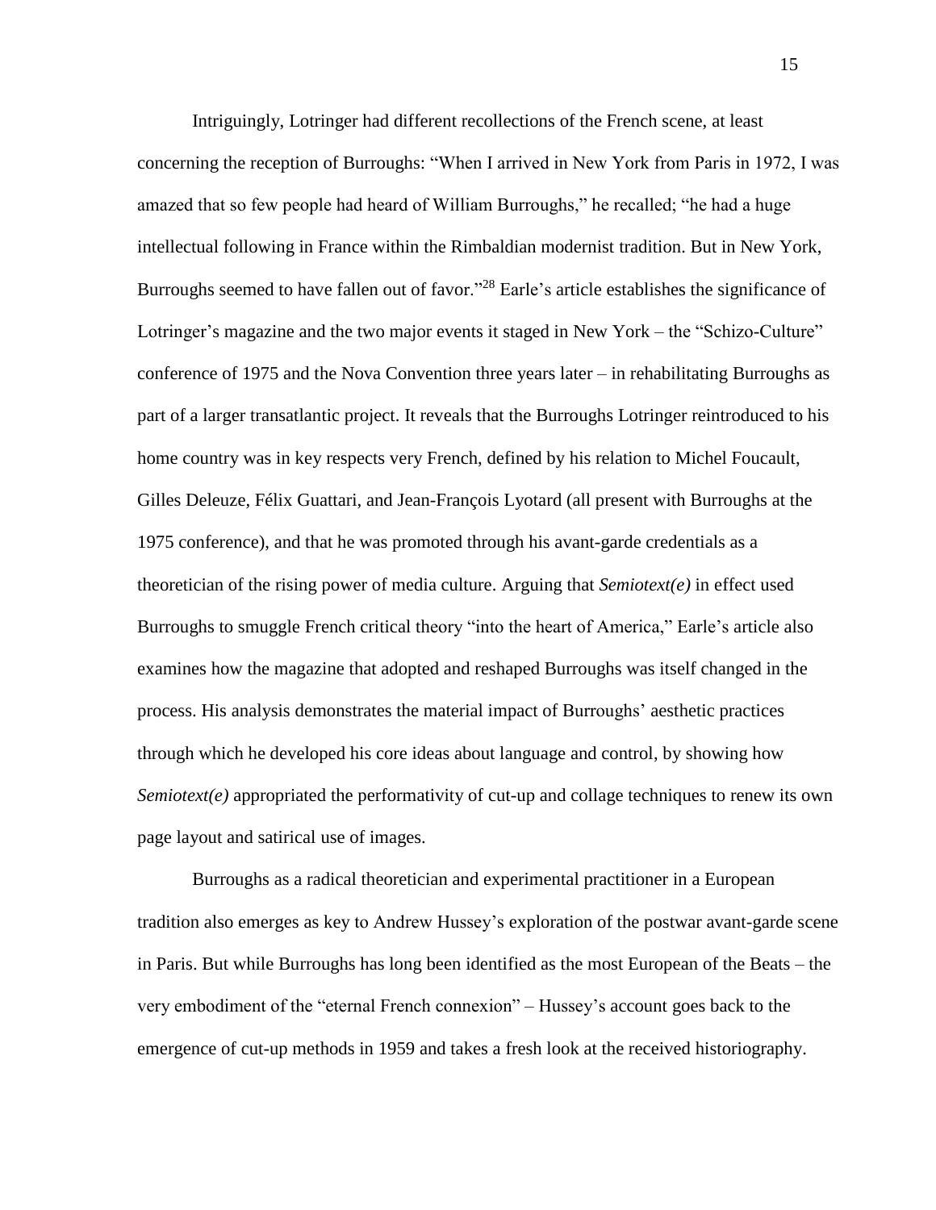Intriguingly, Lotringer had different recollections of the French scene, at least concerning the reception of Burroughs: "When I arrived in New York from Paris in 1972, I was amazed that so few people had heard of William Burroughs," he recalled; "he had a huge intellectual following in France within the Rimbaldian modernist tradition. But in New York, Burroughs seemed to have fallen out of favor."[28] Earle's article establishes the significance of Lotringer's magazine and the two major events it staged in New York – the "Schizo-Culture" conference of 1975 and the Nova Convention three years later – in rehabilitating Burroughs as part of a larger transatlantic project. It reveals that the Burroughs Lotringer reintroduced to his home country was in key respects very French, defined by his relation to Michel Foucault, Gilles Deleuze, Félix Guattari, and Jean-François Lyotard (all present with Burroughs at the 1975 conference), and that he was promoted through his avant-garde credentials as a theoretician of the rising power of media culture. Arguing that *Semiotext(e)* in effect used Burroughs to smuggle French critical theory "into the heart of America," Earle's article also examines how the magazine that adopted and reshaped Burroughs was itself changed in the process. His analysis demonstrates the material impact of Burroughs' aesthetic practices through which he developed his core ideas about language and control, by showing how *Semiotext(e)* appropriated the performativity of cut-up and collage techniques to renew its own page layout and satirical use of images.

Burroughs as a radical theoretician and experimental practitioner in a European tradition also emerges as key to Andrew Hussey's exploration of the postwar avant-garde scene in Paris. But while Burroughs has long been identified as the most European of the Beats – the very embodiment of the "eternal French connexion" – Hussey's account goes back to the emergence of cut-up methods in 1959 and takes a fresh look at the received historiography.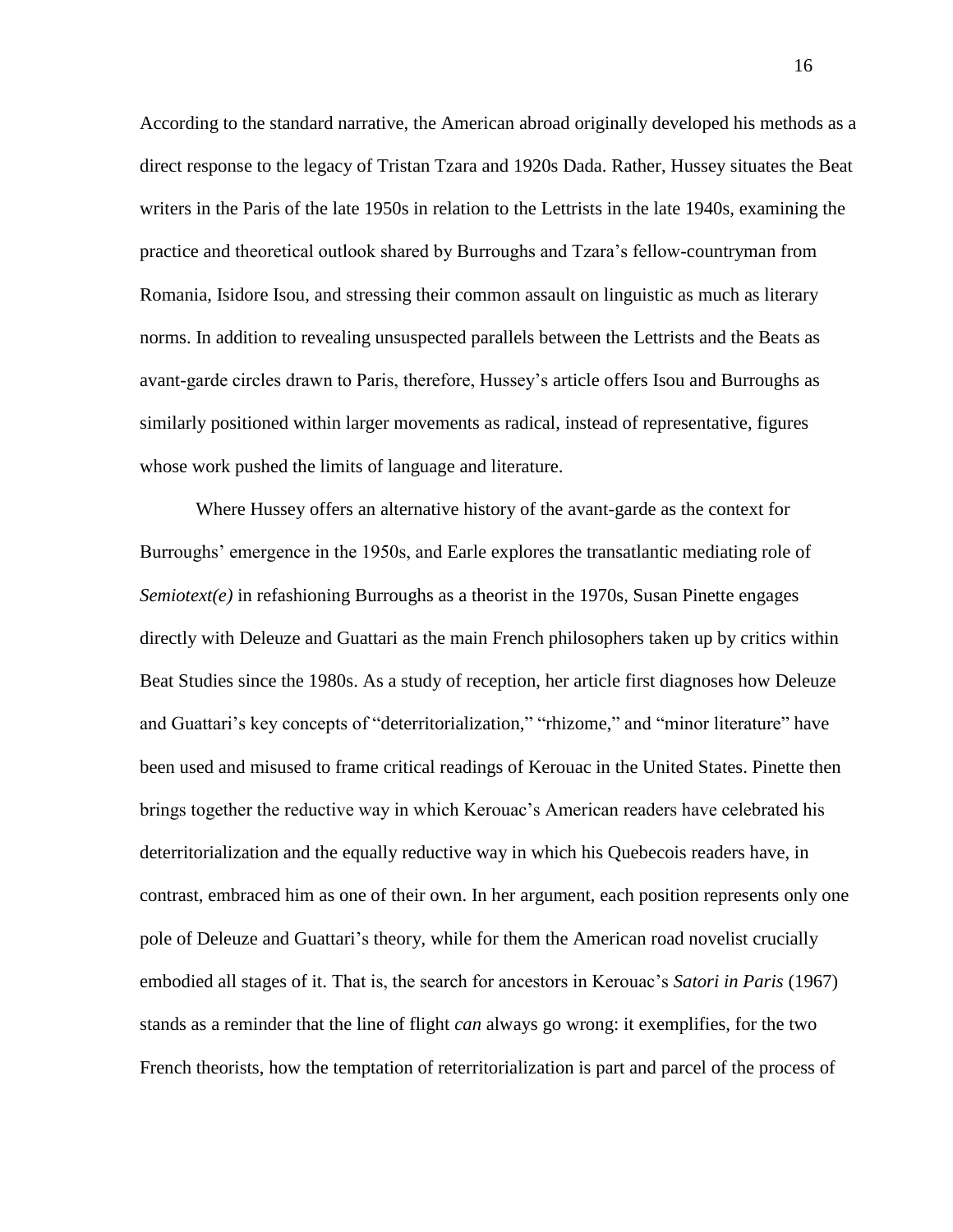According to the standard narrative, the American abroad originally developed his methods as a direct response to the legacy of Tristan Tzara and 1920s Dada. Rather, Hussey situates the Beat writers in the Paris of the late 1950s in relation to the Lettrists in the late 1940s, examining the practice and theoretical outlook shared by Burroughs and Tzara's fellow-countryman from Romania, Isidore Isou, and stressing their common assault on linguistic as much as literary norms. In addition to revealing unsuspected parallels between the Lettrists and the Beats as avant-garde circles drawn to Paris, therefore, Hussey's article offers Isou and Burroughs as similarly positioned within larger movements as radical, instead of representative, figures whose work pushed the limits of language and literature.

Where Hussey offers an alternative history of the avant-garde as the context for Burroughs' emergence in the 1950s, and Earle explores the transatlantic mediating role of *Semiotext(e)* in refashioning Burroughs as a theorist in the 1970s, Susan Pinette engages directly with Deleuze and Guattari as the main French philosophers taken up by critics within Beat Studies since the 1980s. As a study of reception, her article first diagnoses how Deleuze and Guattari's key concepts of "deterritorialization," "rhizome," and "minor literature" have been used and misused to frame critical readings of Kerouac in the United States. Pinette then brings together the reductive way in which Kerouac's American readers have celebrated his deterritorialization and the equally reductive way in which his Quebecois readers have, in contrast, embraced him as one of their own. In her argument, each position represents only one pole of Deleuze and Guattari's theory, while for them the American road novelist crucially embodied all stages of it. That is, the search for ancestors in Kerouac's *Satori in Paris* (1967) stands as a reminder that the line of flight *can* always go wrong: it exemplifies, for the two French theorists, how the temptation of reterritorialization is part and parcel of the process of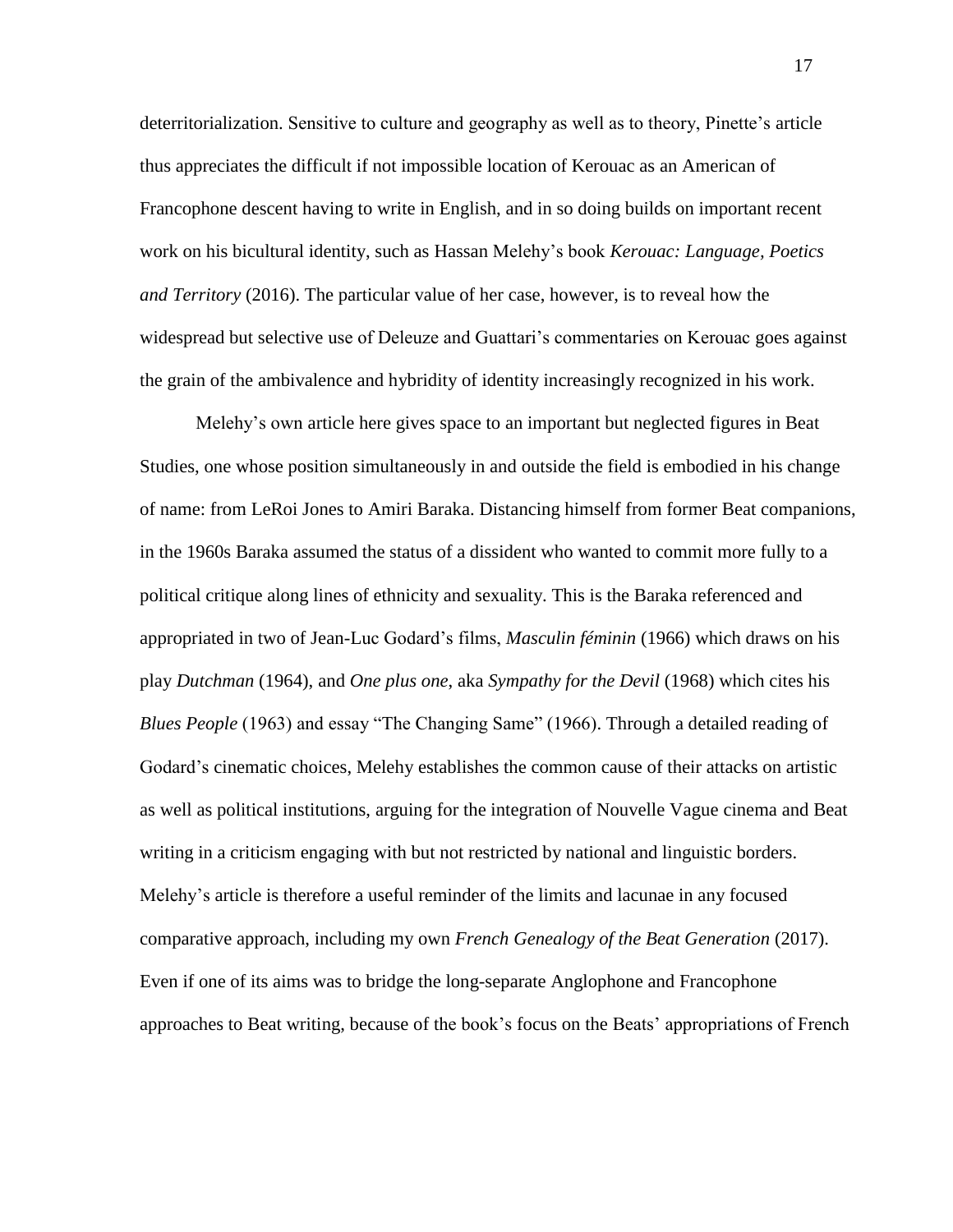deterritorialization. Sensitive to culture and geography as well as to theory, Pinette's article thus appreciates the difficult if not impossible location of Kerouac as an American of Francophone descent having to write in English, and in so doing builds on important recent work on his bicultural identity, such as Hassan Melehy's book *Kerouac: Language, Poetics and Territory* (2016). The particular value of her case, however, is to reveal how the widespread but selective use of Deleuze and Guattari's commentaries on Kerouac goes against the grain of the ambivalence and hybridity of identity increasingly recognized in his work.

Melehy's own article here gives space to an important but neglected figures in Beat Studies, one whose position simultaneously in and outside the field is embodied in his change of name: from LeRoi Jones to Amiri Baraka. Distancing himself from former Beat companions, in the 1960s Baraka assumed the status of a dissident who wanted to commit more fully to a political critique along lines of ethnicity and sexuality. This is the Baraka referenced and appropriated in two of Jean-Luc Godard's films, *Masculin féminin* (1966) which draws on his play *Dutchman* (1964), and *One plus one*, aka *Sympathy for the Devil* (1968) which cites his *Blues People* (1963) and essay "The Changing Same" (1966). Through a detailed reading of Godard's cinematic choices, Melehy establishes the common cause of their attacks on artistic as well as political institutions, arguing for the integration of Nouvelle Vague cinema and Beat writing in a criticism engaging with but not restricted by national and linguistic borders. Melehy's article is therefore a useful reminder of the limits and lacunae in any focused comparative approach, including my own *French Genealogy of the Beat Generation* (2017). Even if one of its aims was to bridge the long-separate Anglophone and Francophone approaches to Beat writing, because of the book's focus on the Beats' appropriations of French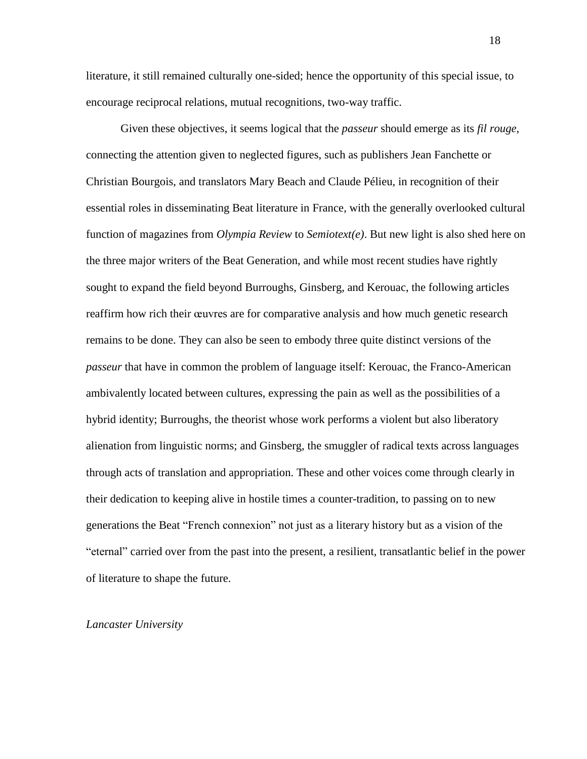literature, it still remained culturally one-sided; hence the opportunity of this special issue, to encourage reciprocal relations, mutual recognitions, two-way traffic.

Given these objectives, it seems logical that the *passeur* should emerge as its *fil rouge*, connecting the attention given to neglected figures, such as publishers Jean Fanchette or Christian Bourgois, and translators Mary Beach and Claude Pélieu, in recognition of their essential roles in disseminating Beat literature in France, with the generally overlooked cultural function of magazines from *Olympia Review* to *Semiotext(e)*. But new light is also shed here on the three major writers of the Beat Generation, and while most recent studies have rightly sought to expand the field beyond Burroughs, Ginsberg, and Kerouac, the following articles reaffirm how rich their œuvres are for comparative analysis and how much genetic research remains to be done. They can also be seen to embody three quite distinct versions of the *passeur* that have in common the problem of language itself: Kerouac, the Franco-American ambivalently located between cultures, expressing the pain as well as the possibilities of a hybrid identity; Burroughs, the theorist whose work performs a violent but also liberatory alienation from linguistic norms; and Ginsberg, the smuggler of radical texts across languages through acts of translation and appropriation. These and other voices come through clearly in their dedication to keeping alive in hostile times a counter-tradition, to passing on to new generations the Beat "French connexion" not just as a literary history but as a vision of the "eternal" carried over from the past into the present, a resilient, transatlantic belief in the power of literature to shape the future.

*Lancaster University*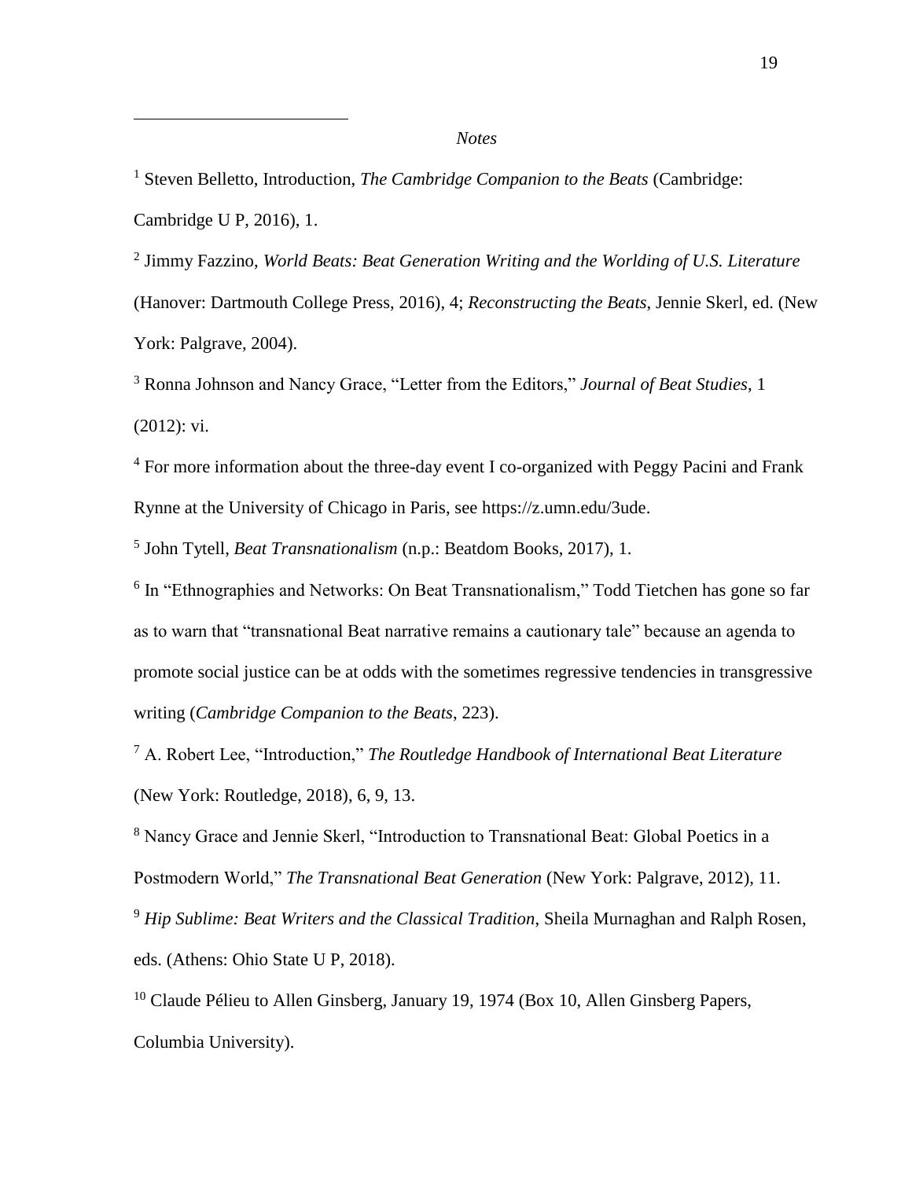*Notes*

[1] Steven Belletto, Introduction, *The Cambridge Companion to the Beats* (Cambridge: Cambridge U P, 2016), 1.

[2] Jimmy Fazzino, *World Beats: Beat Generation Writing and the Worlding of U.S. Literature* (Hanover: Dartmouth College Press, 2016), 4; *Reconstructing the Beats*, Jennie Skerl, ed. (New York: Palgrave, 2004).

[3] Ronna Johnson and Nancy Grace, "Letter from the Editors," *Journal of Beat Studies*, 1 (2012): vi.

[4] For more information about the three-day event I co-organized with Peggy Pacini and Frank Rynne at the University of Chicago in Paris, see https://z.umn.edu/3ude.

[5] John Tytell, *Beat Transnationalism* (n.p.: Beatdom Books, 2017), 1.

[6] In "Ethnographies and Networks: On Beat Transnationalism," Todd Tietchen has gone so far as to warn that "transnational Beat narrative remains a cautionary tale" because an agenda to promote social justice can be at odds with the sometimes regressive tendencies in transgressive writing (*Cambridge Companion to the Beats*, 223).

[7] A. Robert Lee, "Introduction," *The Routledge Handbook of International Beat Literature* (New York: Routledge, 2018), 6, 9, 13.

[8] Nancy Grace and Jennie Skerl, "Introduction to Transnational Beat: Global Poetics in a Postmodern World," *The Transnational Beat Generation* (New York: Palgrave, 2012), 11.

[9] *Hip Sublime: Beat Writers and the Classical Tradition*, Sheila Murnaghan and Ralph Rosen, eds. (Athens: Ohio State U P, 2018).

[10] Claude Pélieu to Allen Ginsberg, January 19, 1974 (Box 10, Allen Ginsberg Papers, Columbia University).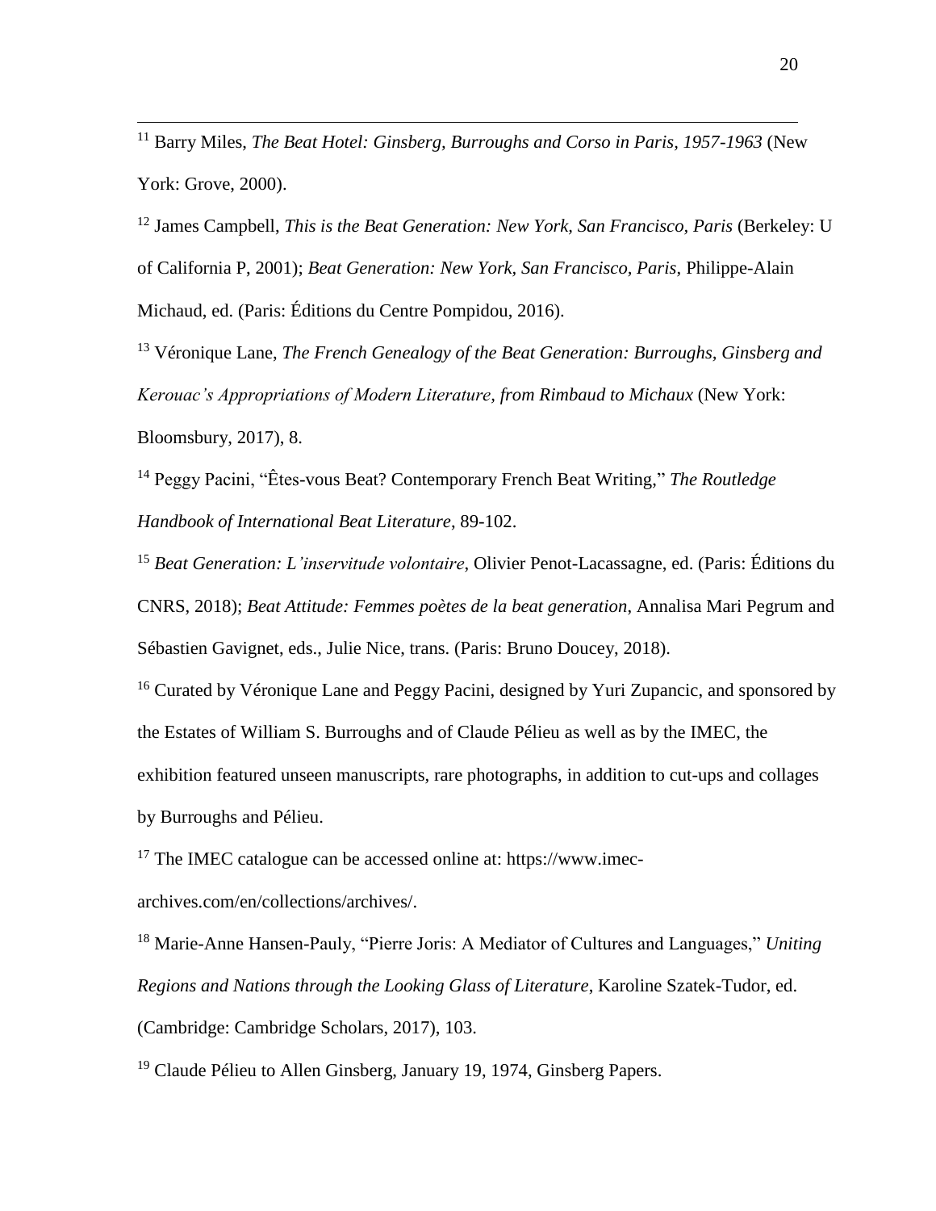[11] Barry Miles, *The Beat Hotel: Ginsberg, Burroughs and Corso in Paris, 1957-1963* (New York: Grove, 2000).

[12] James Campbell, *This is the Beat Generation: New York, San Francisco, Paris* (Berkeley: U of California P, 2001); *Beat Generation: New York, San Francisco, Paris*, Philippe-Alain Michaud, ed. (Paris: Éditions du Centre Pompidou, 2016).

[13] Véronique Lane, *The French Genealogy of the Beat Generation: Burroughs, Ginsberg and Kerouac's Appropriations of Modern Literature, from Rimbaud to Michaux* (New York: Bloomsbury, 2017), 8.

[14] Peggy Pacini, "Êtes-vous Beat? Contemporary French Beat Writing," *The Routledge Handbook of International Beat Literature*, 89-102.

[15] *Beat Generation: L'inservitude volontaire*, Olivier Penot-Lacassagne, ed. (Paris: Éditions du CNRS, 2018); *Beat Attitude: Femmes poètes de la beat generation*, Annalisa Mari Pegrum and Sébastien Gavignet, eds., Julie Nice, trans. (Paris: Bruno Doucey, 2018).

[16] Curated by Véronique Lane and Peggy Pacini, designed by Yuri Zupancic, and sponsored by the Estates of William S. Burroughs and of Claude Pélieu as well as by the IMEC, the exhibition featured unseen manuscripts, rare photographs, in addition to cut-ups and collages by Burroughs and Pélieu.

[17] The IMEC catalogue can be accessed online at: https://www.imec-archives.com/en/collections/archives/.

[18] Marie-Anne Hansen-Pauly, "Pierre Joris: A Mediator of Cultures and Languages," *Uniting Regions and Nations through the Looking Glass of Literature*, Karoline Szatek-Tudor, ed. (Cambridge: Cambridge Scholars, 2017), 103.

[19] Claude Pélieu to Allen Ginsberg, January 19, 1974, Ginsberg Papers.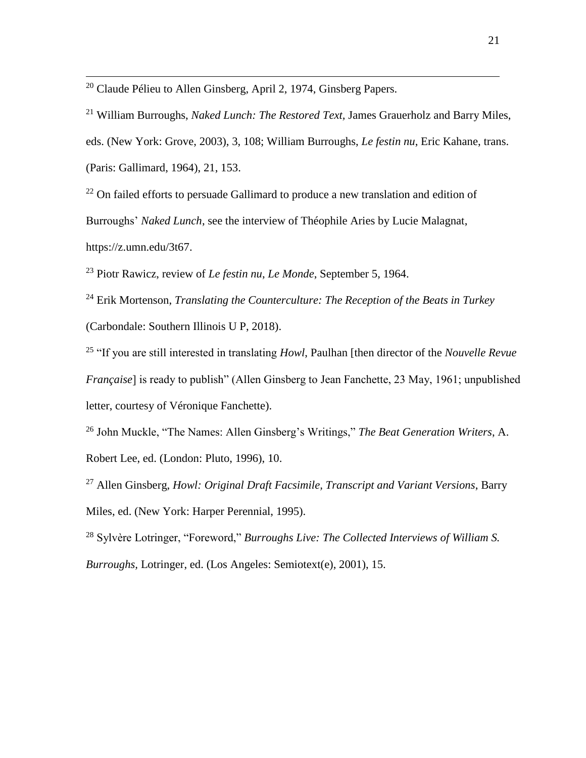[20] Claude Pélieu to Allen Ginsberg, April 2, 1974, Ginsberg Papers.

[21] William Burroughs, *Naked Lunch: The Restored Text*, James Grauerholz and Barry Miles, eds. (New York: Grove, 2003), 3, 108; William Burroughs, *Le festin nu*, Eric Kahane, trans. (Paris: Gallimard, 1964), 21, 153.

[22] On failed efforts to persuade Gallimard to produce a new translation and edition of Burroughs' *Naked Lunch*, see the interview of Théophile Aries by Lucie Malagnat, https://z.umn.edu/3t67.

[23] Piotr Rawicz, review of *Le festin nu*, *Le Monde*, September 5, 1964.

[24] Erik Mortenson, *Translating the Counterculture: The Reception of the Beats in Turkey* (Carbondale: Southern Illinois U P, 2018).

[25] "If you are still interested in translating *Howl*, Paulhan [then director of the *Nouvelle Revue Française*] is ready to publish" (Allen Ginsberg to Jean Fanchette, 23 May, 1961; unpublished letter, courtesy of Véronique Fanchette).

[26] John Muckle, "The Names: Allen Ginsberg's Writings," *The Beat Generation Writers*, A. Robert Lee, ed. (London: Pluto, 1996), 10.

[27] Allen Ginsberg, *Howl: Original Draft Facsimile, Transcript and Variant Versions*, Barry Miles, ed. (New York: Harper Perennial, 1995).

[28] Sylvère Lotringer, "Foreword," *Burroughs Live: The Collected Interviews of William S. Burroughs,* Lotringer, ed. (Los Angeles: Semiotext(e), 2001), 15.